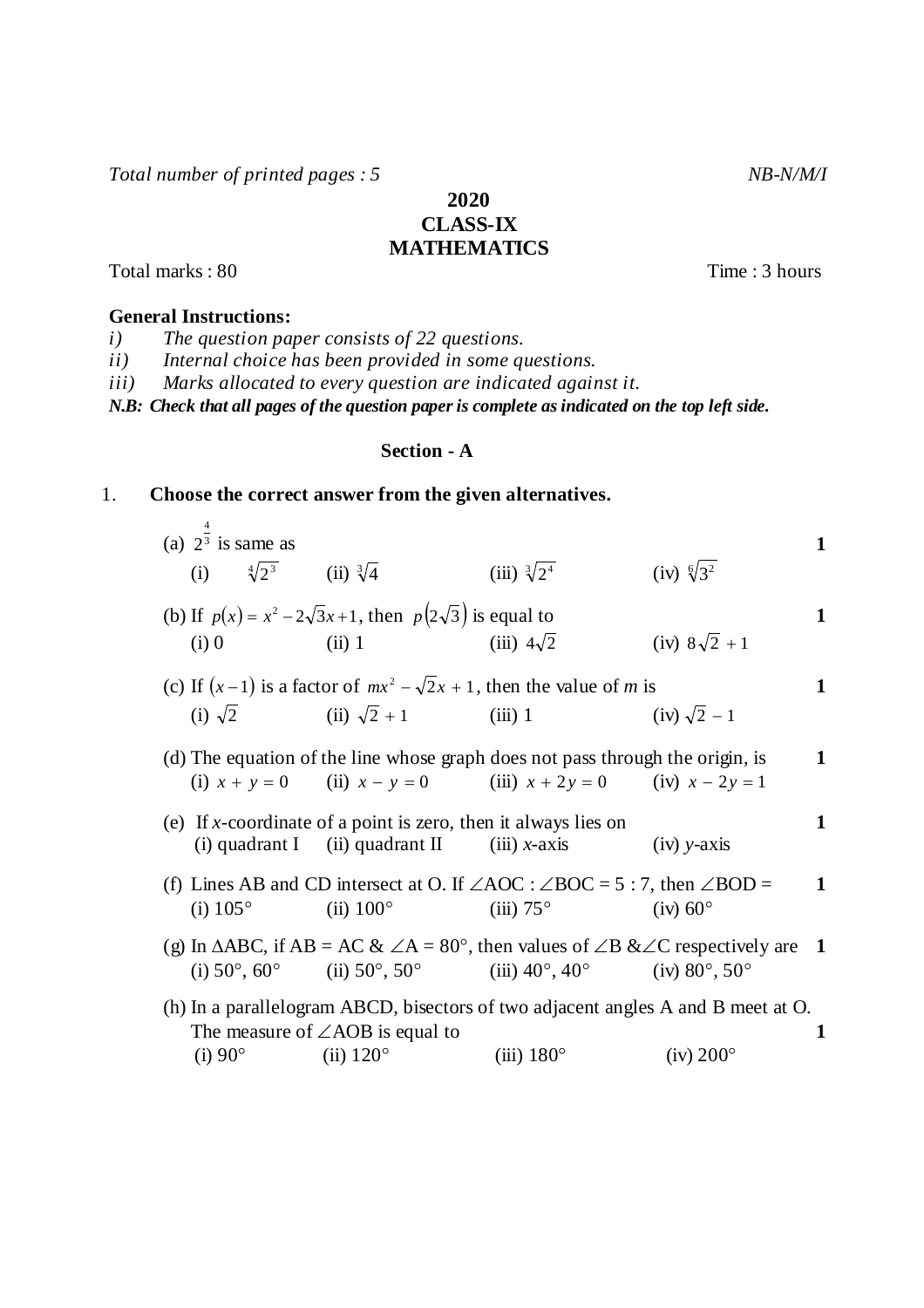*Total number of printed pages : 5* *NB-N/M/I*

**2020**
**CLASS-IX**
**MATHEMATICS**

Total marks : 80 Time : 3 hours

**General Instructions:**

*i) The question paper consists of 22 questions.*
*ii) Internal choice has been provided in some questions.*
*iii) Marks allocated to every question are indicated against it.*

***N.B: Check that all pages of the question paper is complete as indicated on the top left side.***

## Section - A

1. **Choose the correct answer from the given alternatives.**

(a) $2^{\frac{4}{3}}$ is same as **1**

(i) $\sqrt[4]{2^3}$ (ii) $\sqrt[3]{4}$ (iii) $\sqrt[3]{2^4}$ (iv) $\sqrt[6]{3^2}$

(b) If $p(x) = x^2 - 2\sqrt{3}x + 1$, then $p(2\sqrt{3})$ is equal to **1**

(i) 0 (ii) 1 (iii) $4\sqrt{2}$ (iv) $8\sqrt{2} + 1$

(c) If $(x-1)$ is a factor of $mx^2 - \sqrt{2}x + 1$, then the value of $m$ is **1**

(i) $\sqrt{2}$ (ii) $\sqrt{2} + 1$ (iii) 1 (iv) $\sqrt{2} - 1$

(d) The equation of the line whose graph does not pass through the origin, is **1**

(i) $x + y = 0$ (ii) $x - y = 0$ (iii) $x + 2y = 0$ (iv) $x - 2y = 1$

(e) If $x$-coordinate of a point is zero, then it always lies on **1**

(i) quadrant I (ii) quadrant II (iii) $x$-axis (iv) $y$-axis

(f) Lines AB and CD intersect at O. If $\angle AOC : \angle BOC = 5 : 7$, then $\angle BOD =$ **1**

(i) $105°$ (ii) $100°$ (iii) $75°$ (iv) $60°$

(g) In $\Delta ABC$, if $AB = AC$ & $\angle A = 80°$, then values of $\angle B$ &$\angle C$ respectively are **1**

(i) $50°, 60°$ (ii) $50°, 50°$ (iii) $40°, 40°$ (iv) $80°, 50°$

(h) In a parallelogram ABCD, bisectors of two adjacent angles A and B meet at O. The measure of $\angle AOB$ is equal to **1**

(i) $90°$ (ii) $120°$ (iii) $180°$ (iv) $200°$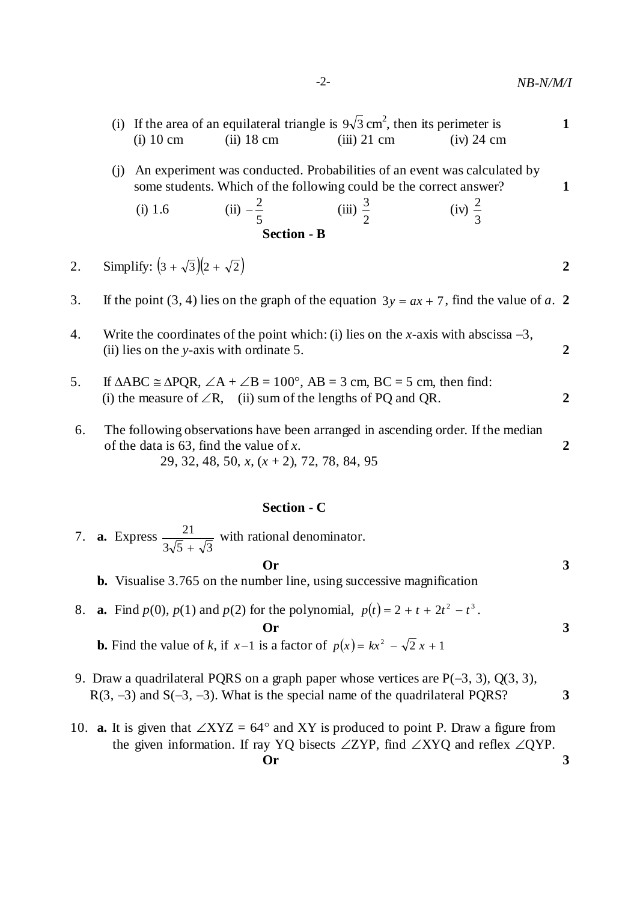(i) If the area of an equilateral triangle is $9\sqrt{3}\,\text{cm}^2$, then its perimeter is **1**

(i) 10 cm  (ii) 18 cm  (iii) 21 cm  (iv) 24 cm

(j) An experiment was conducted. Probabilities of an event was calculated by some students. Which of the following could be the correct answer? **1**

(i) 1.6  (ii) $-\frac{2}{5}$  (iii) $\frac{3}{2}$  (iv) $\frac{2}{3}$

## Section - B

2. Simplify: $(3+\sqrt{3})(2+\sqrt{2})$ **2**

3. If the point (3, 4) lies on the graph of the equation $3y = ax + 7$, find the value of $a$. **2**

4. Write the coordinates of the point which: (i) lies on the $x$-axis with abscissa –3, (ii) lies on the $y$-axis with ordinate 5. **2**

5. If $\Delta ABC \cong \Delta PQR$, $\angle A + \angle B = 100°$, AB = 3 cm, BC = 5 cm, then find: (i) the measure of $\angle R$, (ii) sum of the lengths of PQ and QR. **2**

6. The following observations have been arranged in ascending order. If the median of the data is 63, find the value of $x$. **2**

   29, 32, 48, 50, $x$, $(x + 2)$, 72, 78, 84, 95

## Section - C

7. **a.** Express $\frac{21}{3\sqrt{5}+\sqrt{3}}$ with rational denominator.

   **Or** **3**

   **b.** Visualise 3.765 on the number line, using successive magnification

8. **a.** Find $p(0)$, $p(1)$ and $p(2)$ for the polynomial, $p(t) = 2 + t + 2t^2 - t^3$.

   **Or** **3**

   **b.** Find the value of $k$, if $x - 1$ is a factor of $p(x) = kx^2 - \sqrt{2}\,x + 1$

9. Draw a quadrilateral PQRS on a graph paper whose vertices are P(–3, 3), Q(3, 3), R(3, –3) and S(–3, –3). What is the special name of the quadrilateral PQRS? **3**

10. **a.** It is given that $\angle XYZ = 64°$ and XY is produced to point P. Draw a figure from the given information. If ray YQ bisects $\angle ZYP$, find $\angle XYQ$ and reflex $\angle QYP$.

    **Or** **3**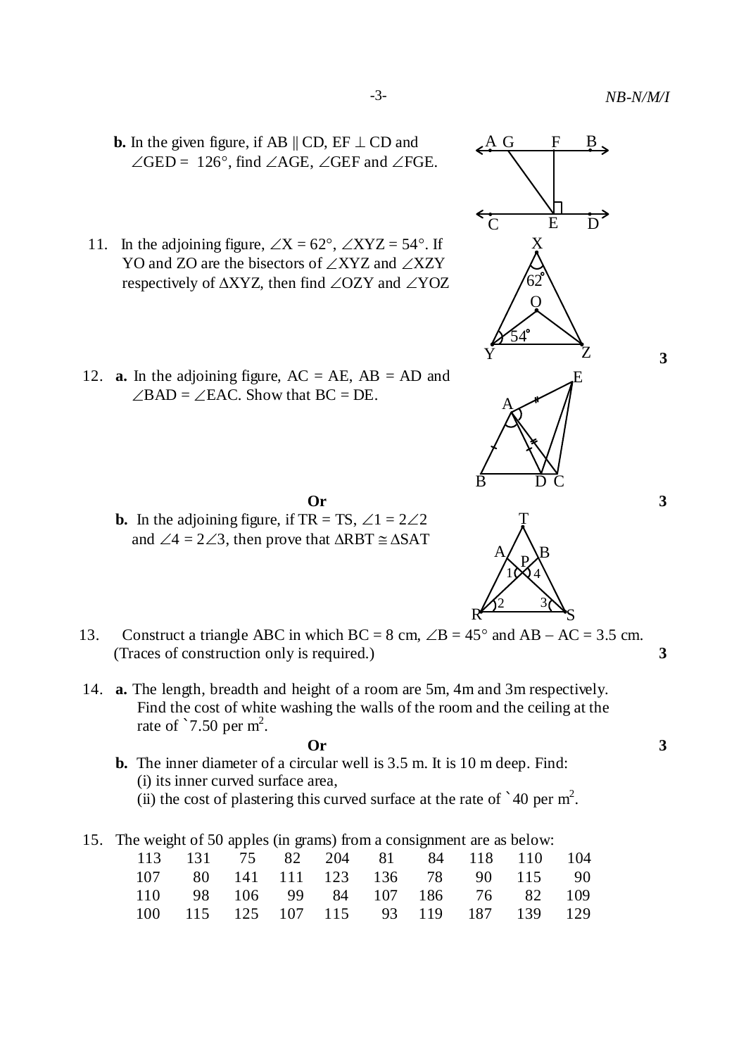**b.** In the given figure, if AB ∥ CD, EF ⊥ CD and ∠GED = 126°, find ∠AGE, ∠GEF and ∠FGE.

11. In the adjoining figure, ∠X = 62°, ∠XYZ = 54°. If YO and ZO are the bisectors of ∠XYZ and ∠XZY respectively of ΔXYZ, then find ∠OZY and ∠YOZ **3**

12. **a.** In the adjoining figure, AC = AE, AB = AD and ∠BAD = ∠EAC. Show that BC = DE.

**Or** **3**

**b.** In the adjoining figure, if TR = TS, ∠1 = 2∠2 and ∠4 = 2∠3, then prove that ΔRBT ≅ ΔSAT

13. Construct a triangle ABC in which BC = 8 cm, ∠B = 45° and AB – AC = 3.5 cm. (Traces of construction only is required.) **3**

14. **a.** The length, breadth and height of a room are 5m, 4m and 3m respectively. Find the cost of white washing the walls of the room and the ceiling at the rate of ₹7.50 per $m^2$.

**Or** **3**

**b.** The inner diameter of a circular well is 3.5 m. It is 10 m deep. Find:

(i) its inner curved surface area,

(ii) the cost of plastering this curved surface at the rate of ₹40 per $m^2$.

15. The weight of 50 apples (in grams) from a consignment are as below:

| | | | | | | | | | |
|---|---|---|---|---|---|---|---|---|---|
| 113 | 131 | 75 | 82 | 204 | 81 | 84 | 118 | 110 | 104 |
| 107 | 80 | 141 | 111 | 123 | 136 | 78 | 90 | 115 | 90 |
| 110 | 98 | 106 | 99 | 84 | 107 | 186 | 76 | 82 | 109 |
| 100 | 115 | 125 | 107 | 115 | 93 | 119 | 187 | 139 | 129 |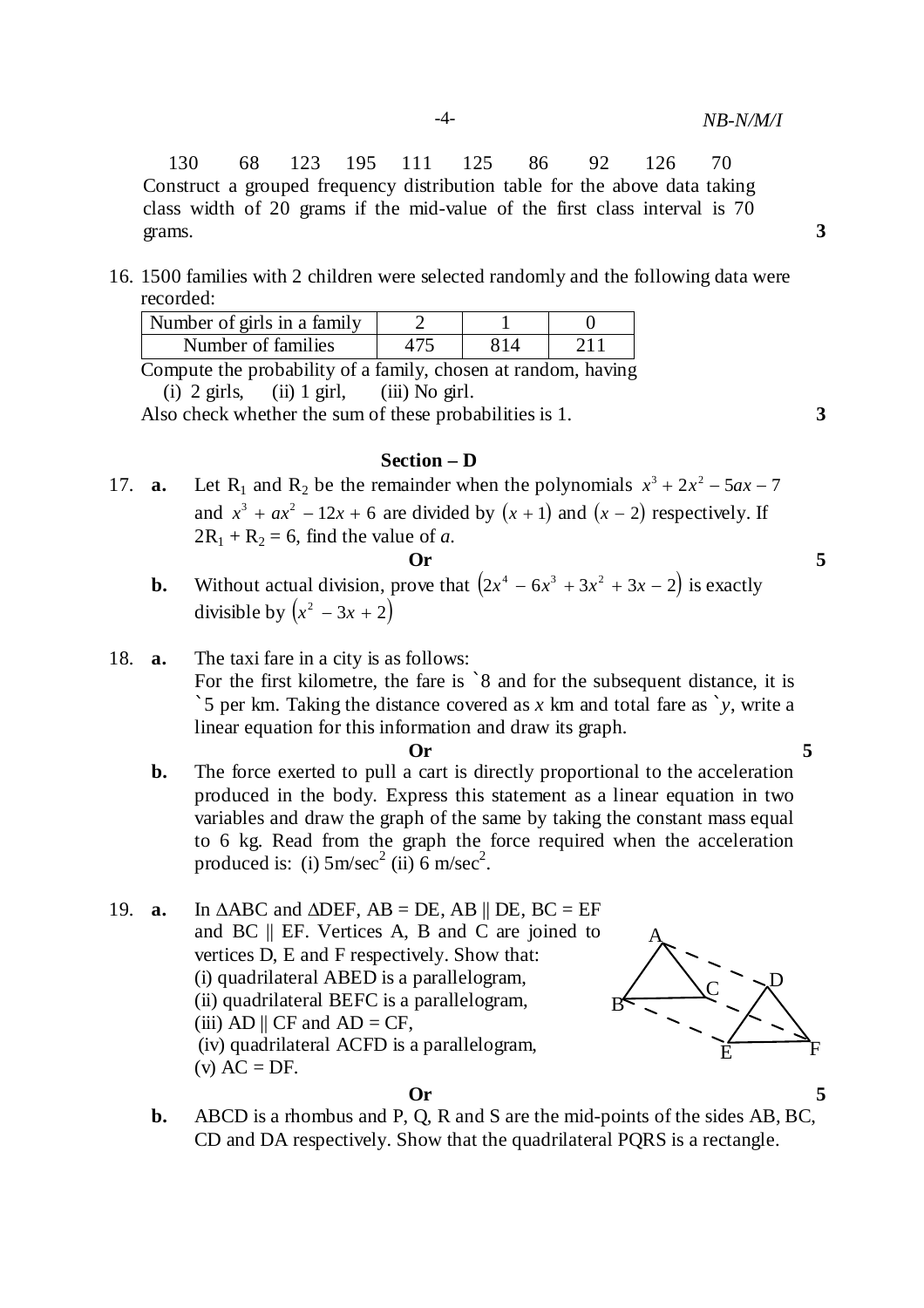130 68 123 195 111 125 86 92 126 70

Construct a grouped frequency distribution table for the above data taking class width of 20 grams if the mid-value of the first class interval is 70 grams. **3**

16. 1500 families with 2 children were selected randomly and the following data were recorded:

| Number of girls in a family | 2 | 1 | 0 |
|---|---|---|---|
| Number of families | 475 | 814 | 211 |

Compute the probability of a family, chosen at random, having

(i) 2 girls, (ii) 1 girl, (iii) No girl.

Also check whether the sum of these probabilities is 1. **3**

### Section – D

17. **a.** Let $R_1$ and $R_2$ be the remainder when the polynomials $x^3 + 2x^2 - 5ax - 7$ and $x^3 + ax^2 - 12x + 6$ are divided by $(x+1)$ and $(x-2)$ respectively. If $2R_1 + R_2 = 6$, find the value of $a$.

**Or** **5**

**b.** Without actual division, prove that $(2x^4 - 6x^3 + 3x^2 + 3x - 2)$ is exactly divisible by $(x^2 - 3x + 2)$

18. **a.** The taxi fare in a city is as follows:
For the first kilometre, the fare is ₹8 and for the subsequent distance, it is ₹5 per km. Taking the distance covered as $x$ km and total fare as ₹$y$, write a linear equation for this information and draw its graph.

**Or** **5**

**b.** The force exerted to pull a cart is directly proportional to the acceleration produced in the body. Express this statement as a linear equation in two variables and draw the graph of the same by taking the constant mass equal to 6 kg. Read from the graph the force required when the acceleration produced is: (i) 5m/sec$^2$ (ii) 6 m/sec$^2$.

19. **a.** In $\Delta ABC$ and $\Delta DEF$, $AB = DE$, $AB \parallel DE$, $BC = EF$ and $BC \parallel EF$. Vertices A, B and C are joined to vertices D, E and F respectively. Show that:
(i) quadrilateral ABED is a parallelogram,
(ii) quadrilateral BEFC is a parallelogram,
(iii) $AD \parallel CF$ and $AD = CF$,
(iv) quadrilateral ACFD is a parallelogram,
(v) $AC = DF$.

**Or** **5**

**b.** ABCD is a rhombus and P, Q, R and S are the mid-points of the sides AB, BC, CD and DA respectively. Show that the quadrilateral PQRS is a rectangle.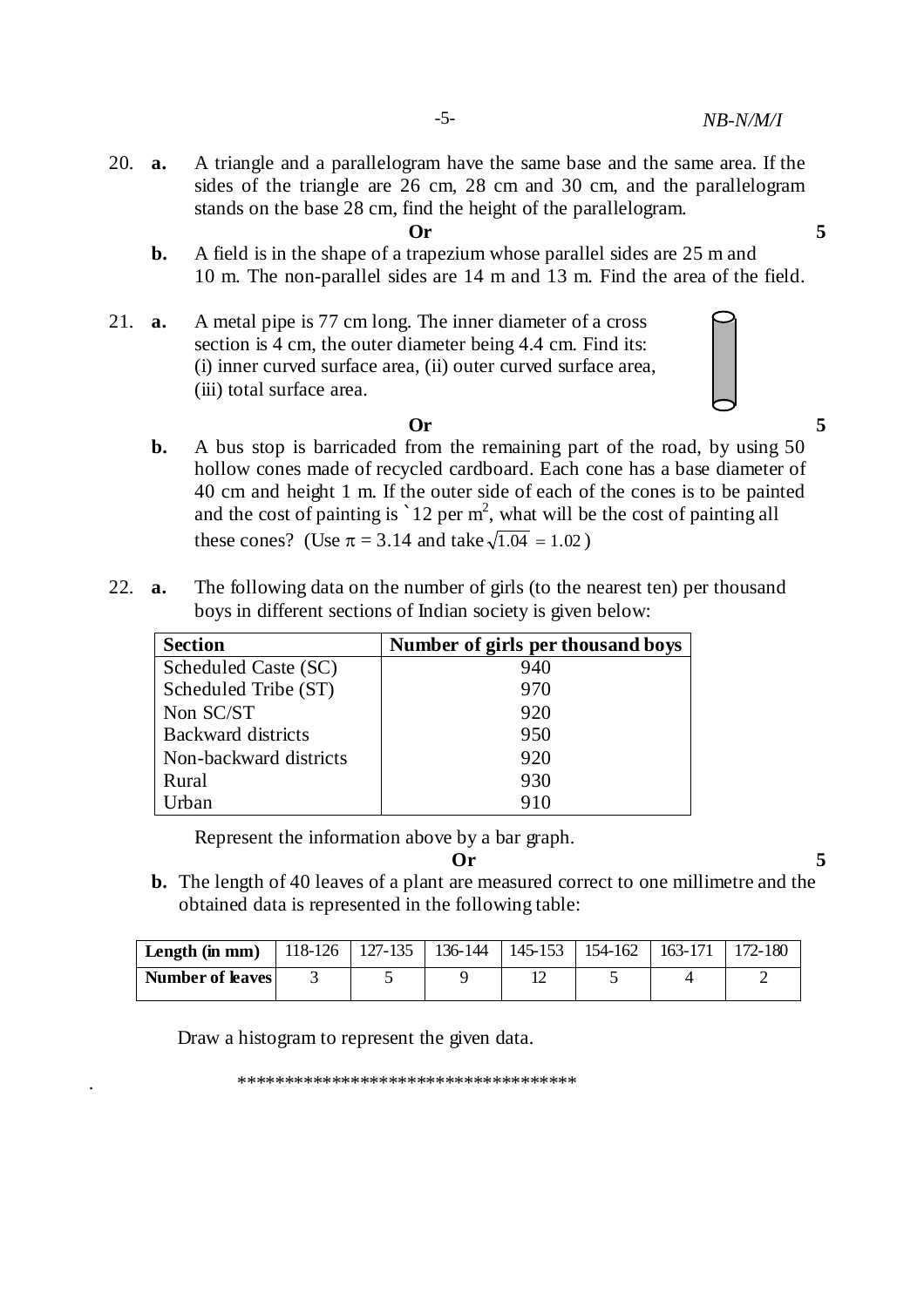20. **a.** A triangle and a parallelogram have the same base and the same area. If the sides of the triangle are 26 cm, 28 cm and 30 cm, and the parallelogram stands on the base 28 cm, find the height of the parallelogram.

**Or** **5**

**b.** A field is in the shape of a trapezium whose parallel sides are 25 m and 10 m. The non-parallel sides are 14 m and 13 m. Find the area of the field.

21. **a.** A metal pipe is 77 cm long. The inner diameter of a cross section is 4 cm, the outer diameter being 4.4 cm. Find its: (i) inner curved surface area, (ii) outer curved surface area, (iii) total surface area.

**Or** **5**

**b.** A bus stop is barricaded from the remaining part of the road, by using 50 hollow cones made of recycled cardboard. Each cone has a base diameter of 40 cm and height 1 m. If the outer side of each of the cones is to be painted and the cost of painting is ` 12 per $m^2$, what will be the cost of painting all these cones? (Use $\pi = 3.14$ and take $\sqrt{1.04} = 1.02$)

22. **a.** The following data on the number of girls (to the nearest ten) per thousand boys in different sections of Indian society is given below:

| Section | Number of girls per thousand boys |
|---|---|
| Scheduled Caste (SC) | 940 |
| Scheduled Tribe (ST) | 970 |
| Non SC/ST | 920 |
| Backward districts | 950 |
| Non-backward districts | 920 |
| Rural | 930 |
| Urban | 910 |

Represent the information above by a bar graph.

**Or** **5**

**b.** The length of 40 leaves of a plant are measured correct to one millimetre and the obtained data is represented in the following table:

| Length (in mm) | 118-126 | 127-135 | 136-144 | 145-153 | 154-162 | 163-171 | 172-180 |
|---|---|---|---|---|---|---|---|
| Number of leaves | 3 | 5 | 9 | 12 | 5 | 4 | 2 |

Draw a histogram to represent the given data.

************************************